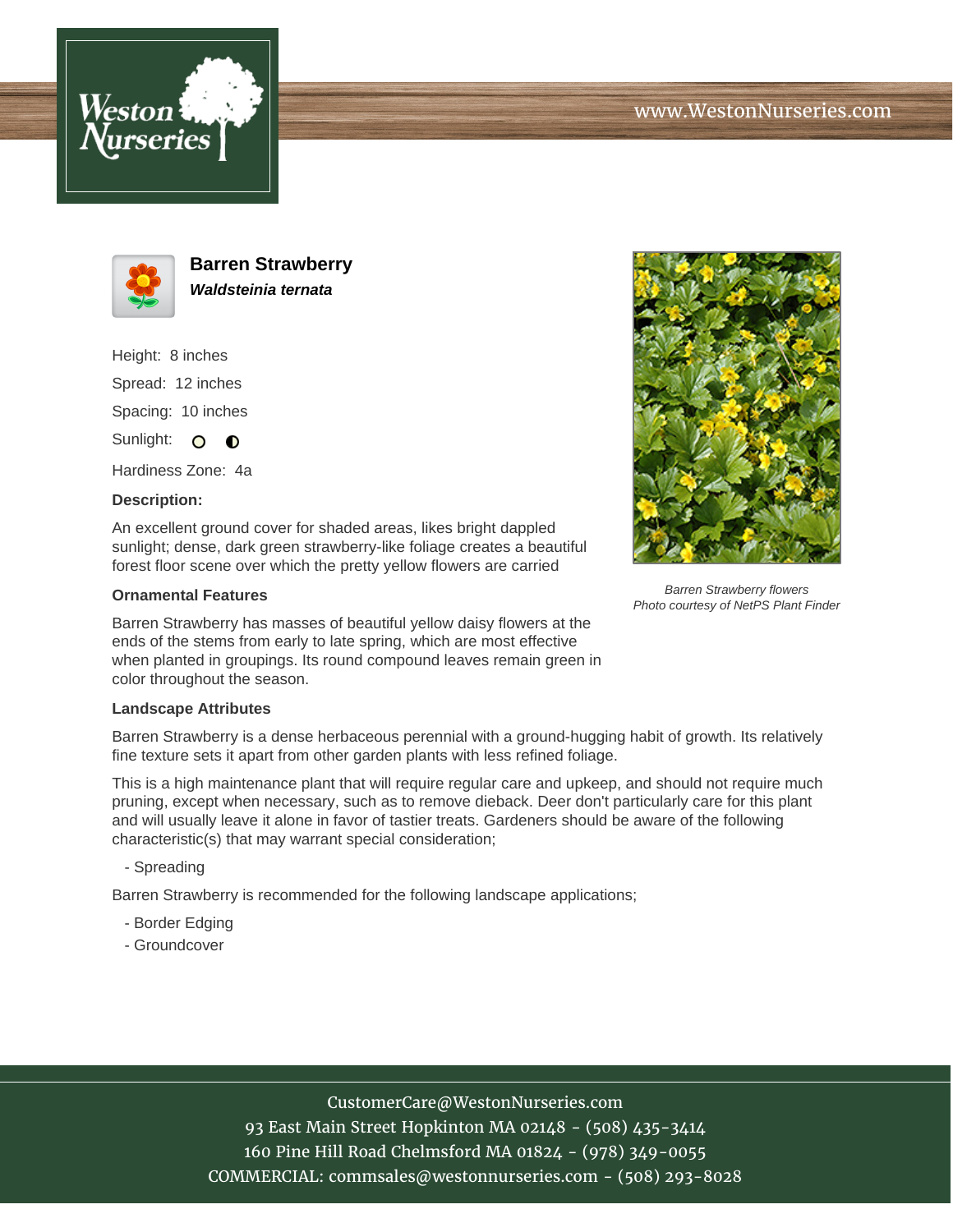# Barren Strawberry

***Waldsteinia ternata***

Height: 8 inches

Spread: 12 inches

Spacing: 10 inches

Sunlight:

Hardiness Zone: 4a

### Description:

An excellent ground cover for shaded areas, likes bright dappled sunlight; dense, dark green strawberry-like foliage creates a beautiful forest floor scene over which the pretty yellow flowers are carried

*Barren Strawberry flowers*
*Photo courtesy of NetPS Plant Finder*

### Ornamental Features

Barren Strawberry has masses of beautiful yellow daisy flowers at the ends of the stems from early to late spring, which are most effective when planted in groupings. Its round compound leaves remain green in color throughout the season.

### Landscape Attributes

Barren Strawberry is a dense herbaceous perennial with a ground-hugging habit of growth. Its relatively fine texture sets it apart from other garden plants with less refined foliage.

This is a high maintenance plant that will require regular care and upkeep, and should not require much pruning, except when necessary, such as to remove dieback. Deer don't particularly care for this plant and will usually leave it alone in favor of tastier treats. Gardeners should be aware of the following characteristic(s) that may warrant special consideration;

- Spreading

Barren Strawberry is recommended for the following landscape applications;

- Border Edging
- Groundcover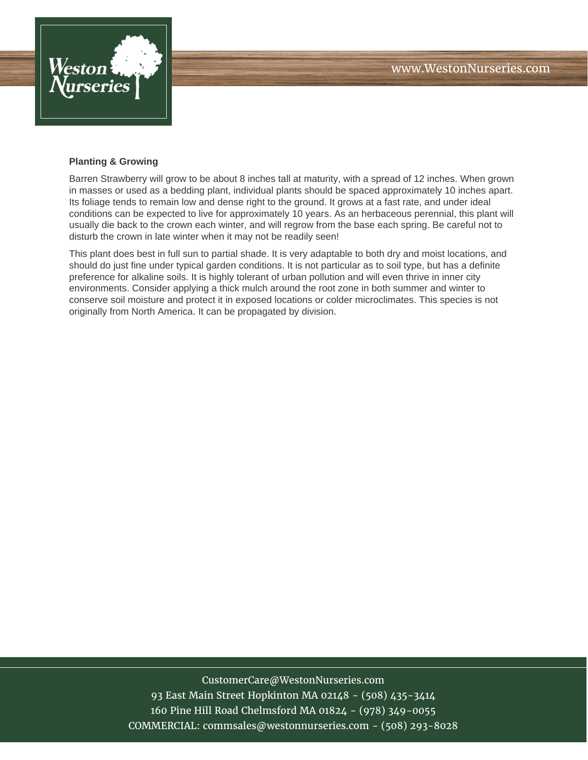### Planting & Growing

Barren Strawberry will grow to be about 8 inches tall at maturity, with a spread of 12 inches. When grown in masses or used as a bedding plant, individual plants should be spaced approximately 10 inches apart. Its foliage tends to remain low and dense right to the ground. It grows at a fast rate, and under ideal conditions can be expected to live for approximately 10 years. As an herbaceous perennial, this plant will usually die back to the crown each winter, and will regrow from the base each spring. Be careful not to disturb the crown in late winter when it may not be readily seen!

This plant does best in full sun to partial shade. It is very adaptable to both dry and moist locations, and should do just fine under typical garden conditions. It is not particular as to soil type, but has a definite preference for alkaline soils. It is highly tolerant of urban pollution and will even thrive in inner city environments. Consider applying a thick mulch around the root zone in both summer and winter to conserve soil moisture and protect it in exposed locations or colder microclimates. This species is not originally from North America. It can be propagated by division.